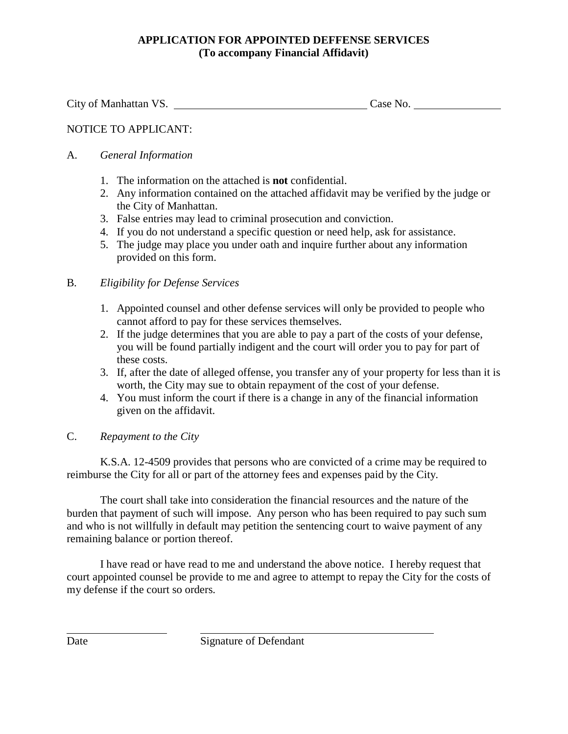# APPLICATION FOR APPOINTED DEFFENSE SERVICES
## (To accompany Financial Affidavit)

City of Manhattan VS. ________________________________ Case No. ______________

NOTICE TO APPLICANT:

A. *General Information*

1. The information on the attached is **not** confidential.
2. Any information contained on the attached affidavit may be verified by the judge or the City of Manhattan.
3. False entries may lead to criminal prosecution and conviction.
4. If you do not understand a specific question or need help, ask for assistance.
5. The judge may place you under oath and inquire further about any information provided on this form.

B. *Eligibility for Defense Services*

1. Appointed counsel and other defense services will only be provided to people who cannot afford to pay for these services themselves.
2. If the judge determines that you are able to pay a part of the costs of your defense, you will be found partially indigent and the court will order you to pay for part of these costs.
3. If, after the date of alleged offense, you transfer any of your property for less than it is worth, the City may sue to obtain repayment of the cost of your defense.
4. You must inform the court if there is a change in any of the financial information given on the affidavit.

C. *Repayment to the City*

K.S.A. 12-4509 provides that persons who are convicted of a crime may be required to reimburse the City for all or part of the attorney fees and expenses paid by the City.

The court shall take into consideration the financial resources and the nature of the burden that payment of such will impose. Any person who has been required to pay such sum and who is not willfully in default may petition the sentencing court to waive payment of any remaining balance or portion thereof.

I have read or have read to me and understand the above notice. I hereby request that court appointed counsel be provide to me and agree to attempt to repay the City for the costs of my defense if the court so orders.

________________ ________________________________________

Date Signature of Defendant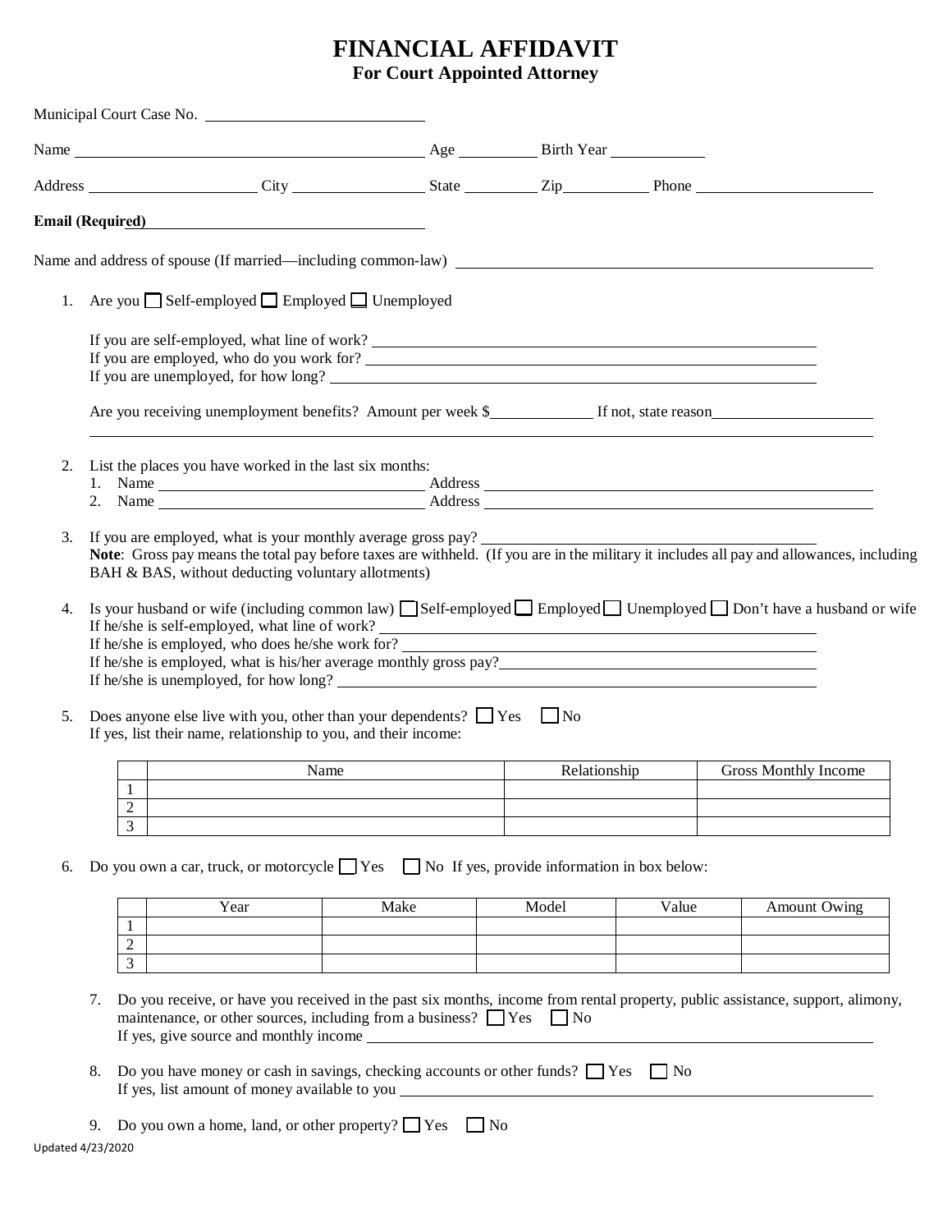# FINANCIAL AFFIDAVIT

## For Court Appointed Attorney

Municipal Court Case No. ______________________

Name ______________________ Age ________ Birth Year __________

Address ______________ City ____________ State ________ Zip ________ Phone ______________

**Email (Required)** ______________________

Name and address of spouse (If married—including common-law) ______________________

1. Are you ☐ Self-employed ☐ Employed ☐ Unemployed

   If you are self-employed, what line of work? ______________________
   If you are employed, who do you work for? ______________________
   If you are unemployed, for how long? ______________________

   Are you receiving unemployment benefits? Amount per week $__________ If not, state reason______________

2. List the places you have worked in the last six months:
   1. Name ______________________ Address ______________________
   2. Name ______________________ Address ______________________

3. If you are employed, what is your monthly average gross pay? ______________________
   **Note**: Gross pay means the total pay before taxes are withheld. (If you are in the military it includes all pay and allowances, including BAH & BAS, without deducting voluntary allotments)

4. Is your husband or wife (including common law) ☐ Self-employed ☐ Employed ☐ Unemployed ☐ Don't have a husband or wife
   If he/she is self-employed, what line of work? ______________________
   If he/she is employed, who does he/she work for? ______________________
   If he/she is employed, what is his/her average monthly gross pay? ______________________
   If he/she is unemployed, for how long? ______________________

5. Does anyone else live with you, other than your dependents? ☐ Yes ☐ No
   If yes, list their name, relationship to you, and their income:

|   | Name | Relationship | Gross Monthly Income |
|---|---|---|---|
| 1 | | | |
| 2 | | | |
| 3 | | | |

6. Do you own a car, truck, or motorcycle ☐ Yes ☐ No If yes, provide information in box below:

|   | Year | Make | Model | Value | Amount Owing |
|---|---|---|---|---|---|
| 1 | | | | | |
| 2 | | | | | |
| 3 | | | | | |

7. Do you receive, or have you received in the past six months, income from rental property, public assistance, support, alimony, maintenance, or other sources, including from a business? ☐ Yes ☐ No
   If yes, give source and monthly income ______________________

8. Do you have money or cash in savings, checking accounts or other funds? ☐ Yes ☐ No
   If yes, list amount of money available to you ______________________

9. Do you own a home, land, or other property? ☐ Yes ☐ No

Updated 4/23/2020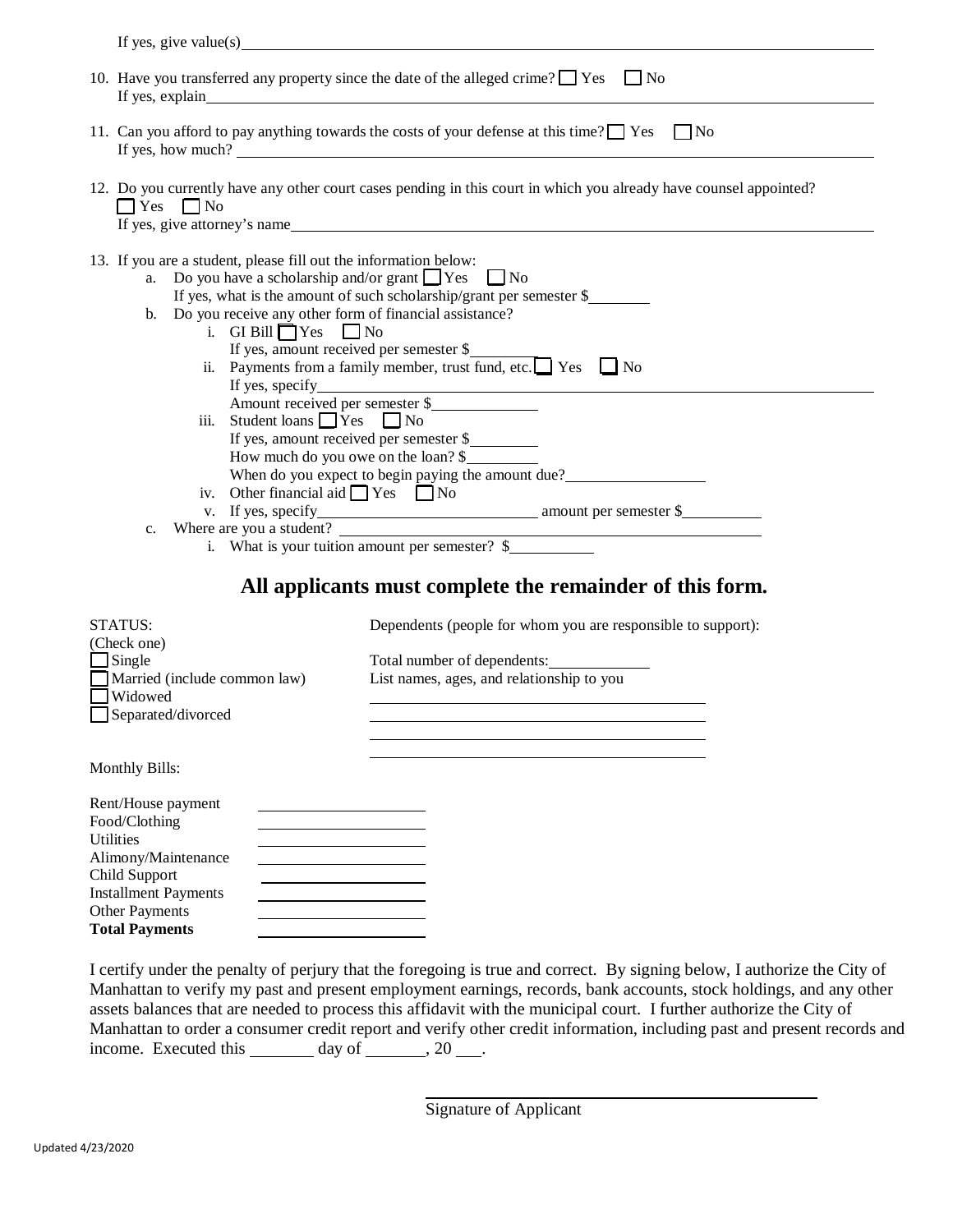If yes, give value(s) ______________________________________________

10. Have you transferred any property since the date of the alleged crime? ☐ Yes ☐ No
    If yes, explain ______________________________________________

11. Can you afford to pay anything towards the costs of your defense at this time? ☐ Yes ☐ No
    If yes, how much? ______________________________________________

12. Do you currently have any other court cases pending in this court in which you already have counsel appointed?
    ☐ Yes ☐ No
    If yes, give attorney's name ______________________________________________

13. If you are a student, please fill out the information below:
    a. Do you have a scholarship and/or grant ☐ Yes ☐ No
       If yes, what is the amount of such scholarship/grant per semester $________
    b. Do you receive any other form of financial assistance?
       i. GI Bill ☐ Yes ☐ No
          If yes, amount received per semester $________
       ii. Payments from a family member, trust fund, etc. ☐ Yes ☐ No
          If yes, specify ______________________________________________
          Amount received per semester $________
       iii. Student loans ☐ Yes ☐ No
          If yes, amount received per semester $________
          How much do you owe on the loan? $________
          When do you expect to begin paying the amount due? ________________
       iv. Other financial aid ☐ Yes ☐ No
       v. If yes, specify ________________________ amount per semester $________
    c. Where are you a student? ______________________________________________
       i. What is your tuition amount per semester? $________

## All applicants must complete the remainder of this form.

STATUS:
(Check one)
☐ Single
☐ Married (include common law)
☐ Widowed
☐ Separated/divorced

Dependents (people for whom you are responsible to support):

Total number of dependents: ________
List names, ages, and relationship to you

______________________________________________
______________________________________________
______________________________________________
______________________________________________

Monthly Bills:

| | |
|---|---|
| Rent/House payment | ________ |
| Food/Clothing | ________ |
| Utilities | ________ |
| Alimony/Maintenance | ________ |
| Child Support | ________ |
| Installment Payments | ________ |
| Other Payments | ________ |
| **Total Payments** | ________ |

I certify under the penalty of perjury that the foregoing is true and correct. By signing below, I authorize the City of Manhattan to verify my past and present employment earnings, records, bank accounts, stock holdings, and any other assets balances that are needed to process this affidavit with the municipal court. I further authorize the City of Manhattan to order a consumer credit report and verify other credit information, including past and present records and income. Executed this ________ day of ________, 20 ___.

______________________________
Signature of Applicant

Updated 4/23/2020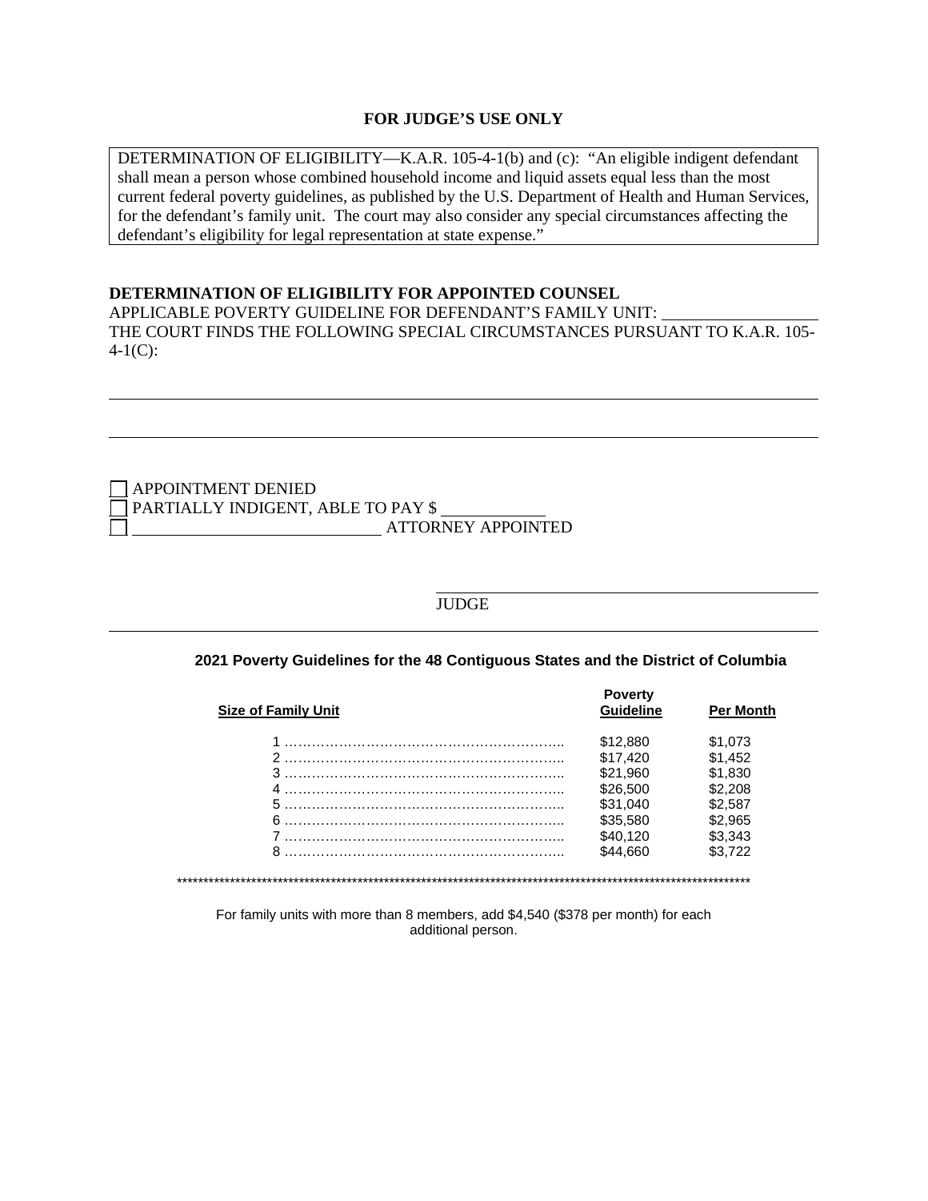**FOR JUDGE'S USE ONLY**

DETERMINATION OF ELIGIBILITY—K.A.R. 105-4-1(b) and (c): "An eligible indigent defendant shall mean a person whose combined household income and liquid assets equal less than the most current federal poverty guidelines, as published by the U.S. Department of Health and Human Services, for the defendant's family unit. The court may also consider any special circumstances affecting the defendant's eligibility for legal representation at state expense."

**DETERMINATION OF ELIGIBILITY FOR APPOINTED COUNSEL**

APPLICABLE POVERTY GUIDELINE FOR DEFENDANT'S FAMILY UNIT: ______________

THE COURT FINDS THE FOLLOWING SPECIAL CIRCUMSTANCES PURSUANT TO K.A.R. 105-4-1(C):

______________________________________________________________________

______________________________________________________________________

☐ APPOINTMENT DENIED

☐ PARTIALLY INDIGENT, ABLE TO PAY $ __________

☐ ________________________ ATTORNEY APPOINTED

______________________________
JUDGE

**2021 Poverty Guidelines for the 48 Contiguous States and the District of Columbia**

| Size of Family Unit | Poverty Guideline | Per Month |
|---|---|---|
| 1 | $12,880 | $1,073 |
| 2 | $17,420 | $1,452 |
| 3 | $21,960 | $1,830 |
| 4 | $26,500 | $2,208 |
| 5 | $31,040 | $2,587 |
| 6 | $35,580 | $2,965 |
| 7 | $40,120 | $3,343 |
| 8 | $44,660 | $3,722 |

For family units with more than 8 members, add $4,540 ($378 per month) for each additional person.